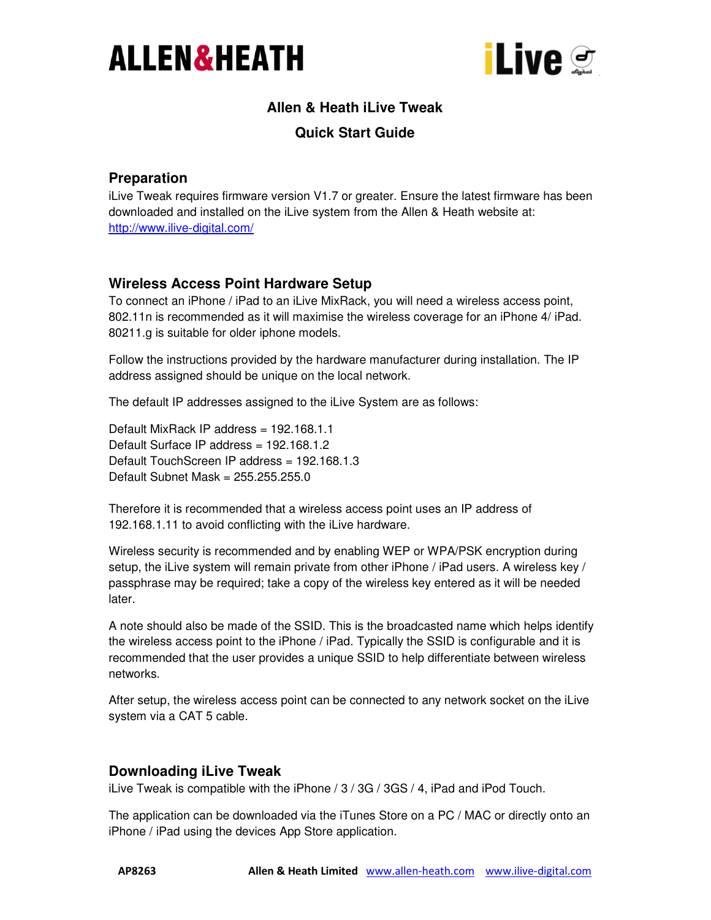# Allen & Heath iLive Tweak

## Quick Start Guide

### Preparation

iLive Tweak requires firmware version V1.7 or greater. Ensure the latest firmware has been downloaded and installed on the iLive system from the Allen & Heath website at: http://www.ilive-digital.com/

### Wireless Access Point Hardware Setup

To connect an iPhone / iPad to an iLive MixRack, you will need a wireless access point, 802.11n is recommended as it will maximise the wireless coverage for an iPhone 4/ iPad. 80211.g is suitable for older iphone models.

Follow the instructions provided by the hardware manufacturer during installation. The IP address assigned should be unique on the local network.

The default IP addresses assigned to the iLive System are as follows:

Default MixRack IP address = 192.168.1.1
Default Surface IP address = 192.168.1.2
Default TouchScreen IP address = 192.168.1.3
Default Subnet Mask = 255.255.255.0

Therefore it is recommended that a wireless access point uses an IP address of 192.168.1.11 to avoid conflicting with the iLive hardware.

Wireless security is recommended and by enabling WEP or WPA/PSK encryption during setup, the iLive system will remain private from other iPhone / iPad users. A wireless key / passphrase may be required; take a copy of the wireless key entered as it will be needed later.

A note should also be made of the SSID. This is the broadcasted name which helps identify the wireless access point to the iPhone / iPad. Typically the SSID is configurable and it is recommended that the user provides a unique SSID to help differentiate between wireless networks.

After setup, the wireless access point can be connected to any network socket on the iLive system via a CAT 5 cable.

### Downloading iLive Tweak

iLive Tweak is compatible with the iPhone / 3 / 3G / 3GS / 4, iPad and iPod Touch.

The application can be downloaded via the iTunes Store on a PC / MAC or directly onto an iPhone / iPad using the devices App Store application.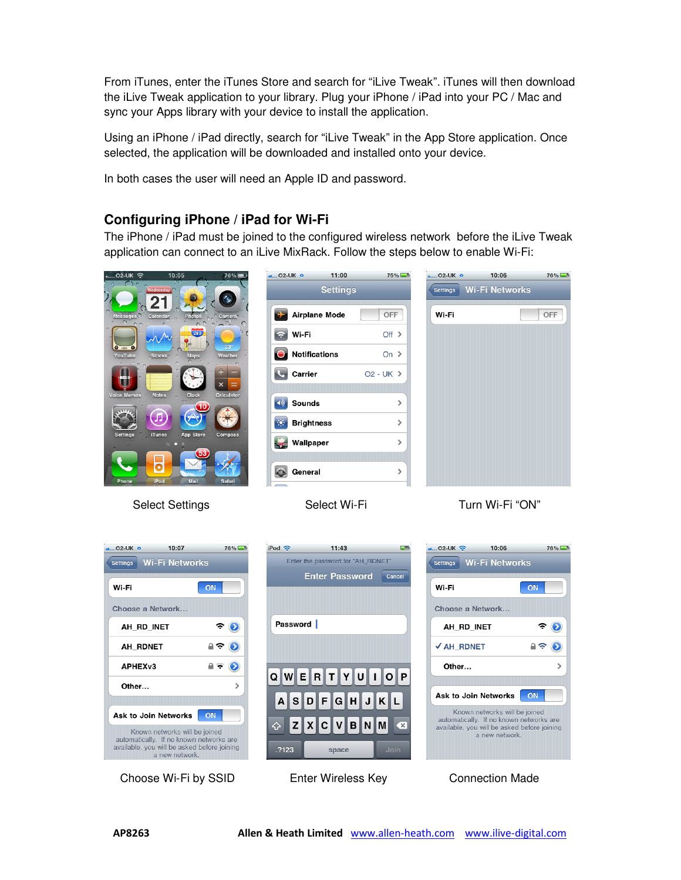From iTunes, enter the iTunes Store and search for “iLive Tweak”. iTunes will then download the iLive Tweak application to your library. Plug your iPhone / iPad into your PC / Mac and sync your Apps library with your device to install the application.

Using an iPhone / iPad directly, search for “iLive Tweak” in the App Store application. Once selected, the application will be downloaded and installed onto your device.

In both cases the user will need an Apple ID and password.

## Configuring iPhone / iPad for Wi-Fi

The iPhone / iPad must be joined to the configured wireless network before the iLive Tweak application can connect to an iLive MixRack. Follow the steps below to enable Wi-Fi:

Select Settings

Select Wi-Fi

Turn Wi-Fi “ON”

Choose Wi-Fi by SSID

Enter Wireless Key

Connection Made

**AP8263** **Allen & Heath Limited** www.allen-heath.com www.ilive-digital.com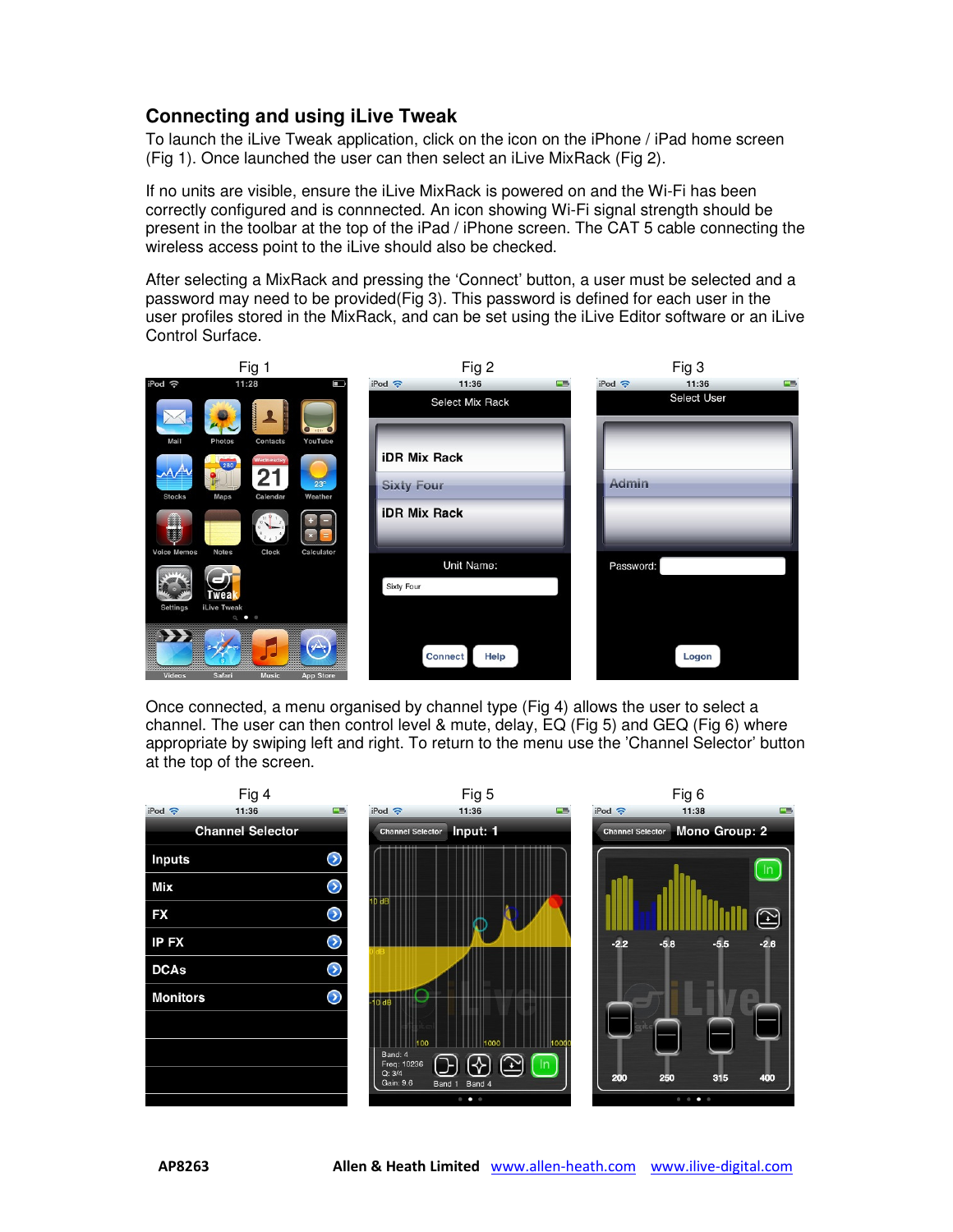## Connecting and using iLive Tweak

To launch the iLive Tweak application, click on the icon on the iPhone / iPad home screen (Fig 1). Once launched the user can then select an iLive MixRack (Fig 2).

If no units are visible, ensure the iLive MixRack is powered on and the Wi-Fi has been correctly configured and is connected. An icon showing Wi-Fi signal strength should be present in the toolbar at the top of the iPad / iPhone screen. The CAT 5 cable connecting the wireless access point to the iLive should also be checked.

After selecting a MixRack and pressing the 'Connect' button, a user must be selected and a password may need to be provided(Fig 3). This password is defined for each user in the user profiles stored in the MixRack, and can be set using the iLive Editor software or an iLive Control Surface.

Fig 1

Fig 2

Fig 3

Once connected, a menu organised by channel type (Fig 4) allows the user to select a channel. The user can then control level & mute, delay, EQ (Fig 5) and GEQ (Fig 6) where appropriate by swiping left and right. To return to the menu use the 'Channel Selector' button at the top of the screen.

Fig 4

Fig 5

Fig 6

**AP8263** **Allen & Heath Limited** www.allen-heath.com www.ilive-digital.com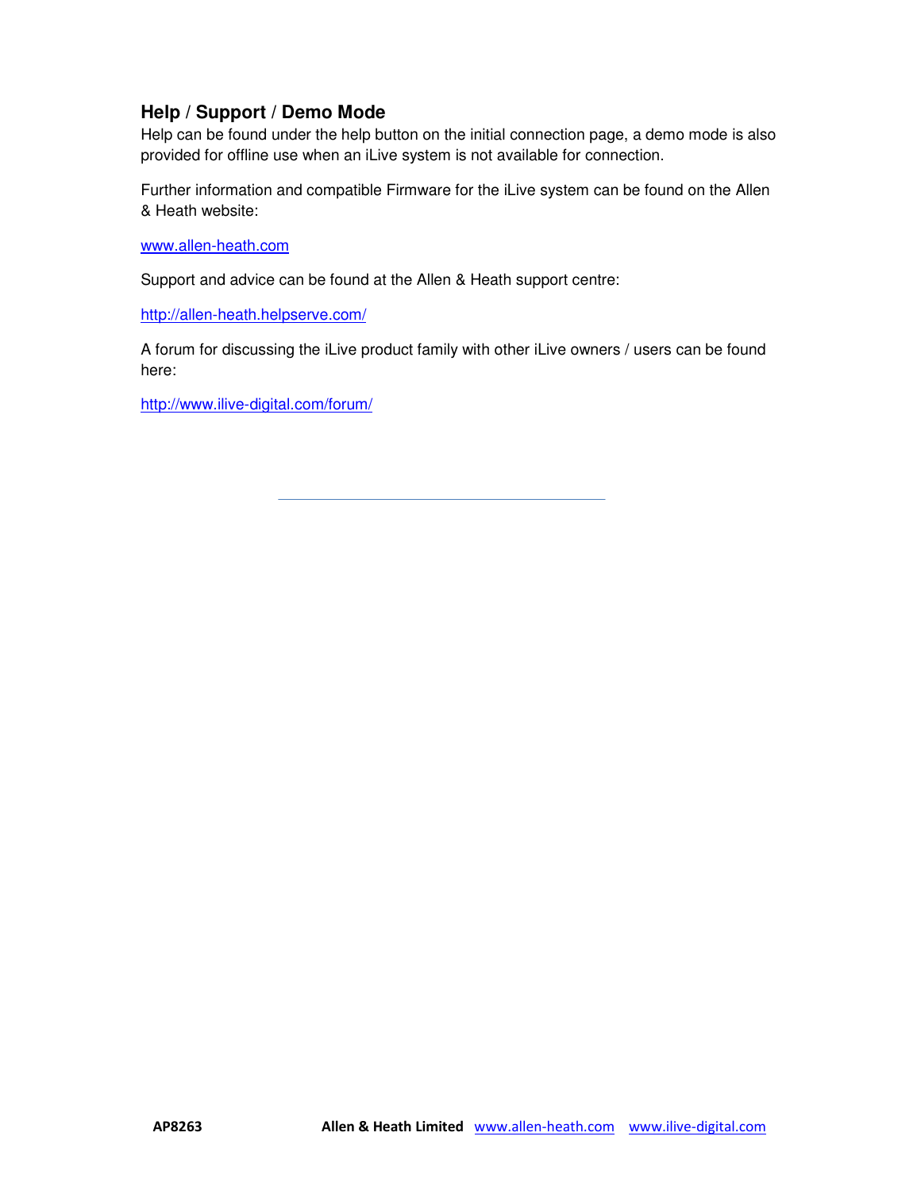### Help / Support / Demo Mode

Help can be found under the help button on the initial connection page, a demo mode is also provided for offline use when an iLive system is not available for connection.

Further information and compatible Firmware for the iLive system can be found on the Allen & Heath website:

www.allen-heath.com

Support and advice can be found at the Allen & Heath support centre:

http://allen-heath.helpserve.com/

A forum for discussing the iLive product family with other iLive owners / users can be found here:

http://www.ilive-digital.com/forum/

---